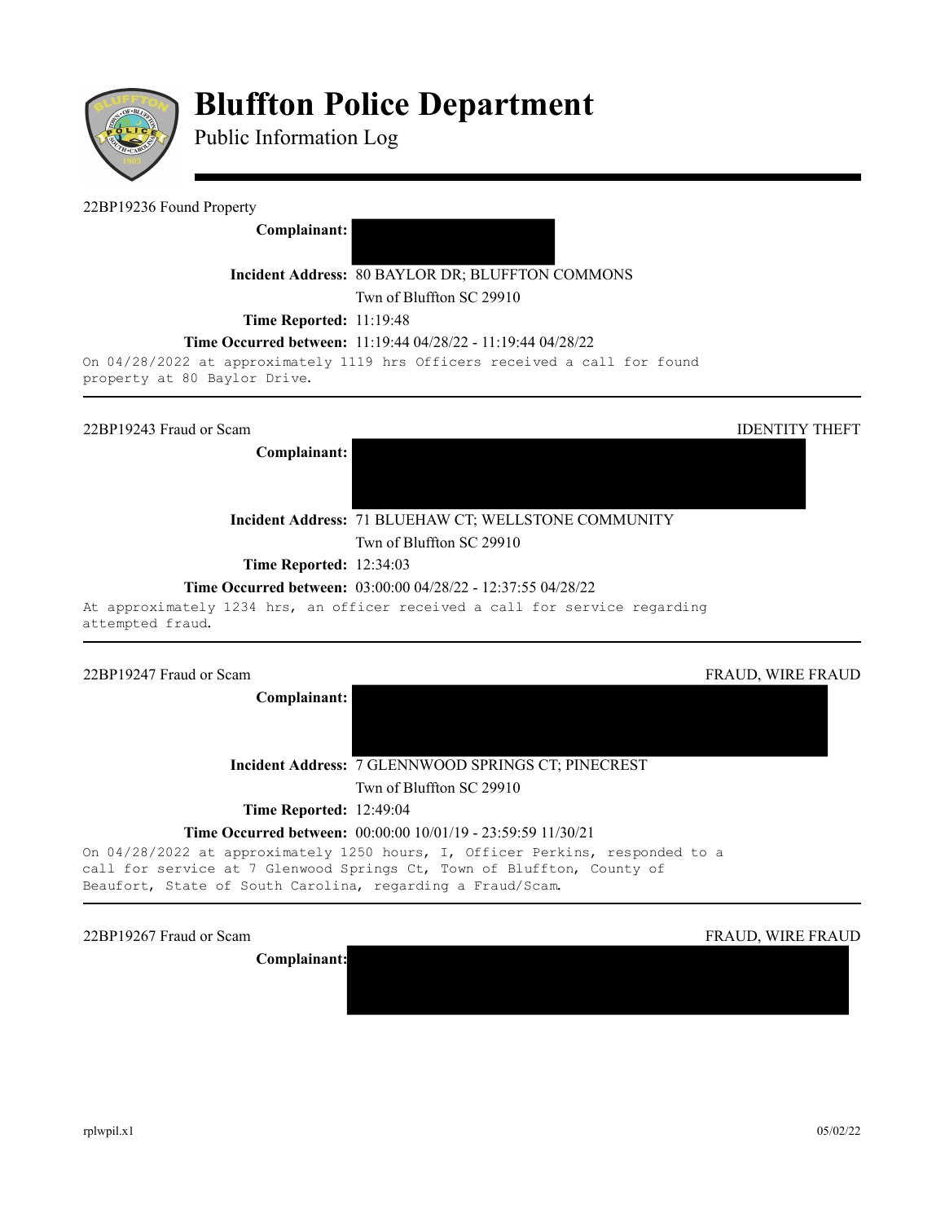# Bluffton Police Department

Public Information Log

---

22BP19236 Found Property

**Complainant:**

**Incident Address:** 80 BAYLOR DR; BLUFFTON COMMONS
Twn of Bluffton SC 29910

**Time Reported:** 11:19:48

**Time Occurred between:** 11:19:44 04/28/22 - 11:19:44 04/28/22

On 04/28/2022 at approximately 1119 hrs Officers received a call for found property at 80 Baylor Drive.

---

22BP19243 Fraud or Scam — IDENTITY THEFT

**Complainant:**

**Incident Address:** 71 BLUEHAW CT; WELLSTONE COMMUNITY
Twn of Bluffton SC 29910

**Time Reported:** 12:34:03

**Time Occurred between:** 03:00:00 04/28/22 - 12:37:55 04/28/22

At approximately 1234 hrs, an officer received a call for service regarding attempted fraud.

---

22BP19247 Fraud or Scam — FRAUD, WIRE FRAUD

**Complainant:**

**Incident Address:** 7 GLENNWOOD SPRINGS CT; PINECREST
Twn of Bluffton SC 29910

**Time Reported:** 12:49:04

**Time Occurred between:** 00:00:00 10/01/19 - 23:59:59 11/30/21

On 04/28/2022 at approximately 1250 hours, I, Officer Perkins, responded to a call for service at 7 Glenwood Springs Ct, Town of Bluffton, County of Beaufort, State of South Carolina, regarding a Fraud/Scam.

---

22BP19267 Fraud or Scam — FRAUD, WIRE FRAUD

**Complainant:**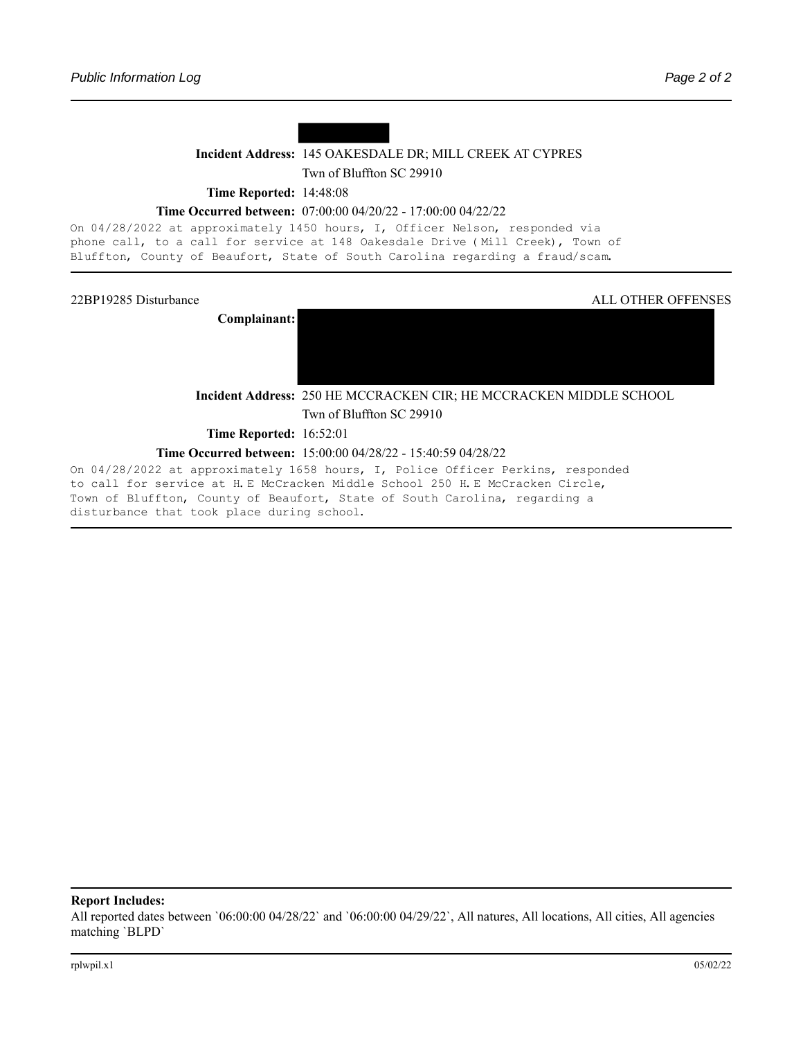**Incident Address:** 145 OAKESDALE DR; MILL CREEK AT CYPRES

Twn of Bluffton SC 29910

**Time Reported:** 14:48:08

**Time Occurred between:** 07:00:00 04/20/22 - 17:00:00 04/22/22

On 04/28/2022 at approximately 1450 hours, I, Officer Nelson, responded via phone call, to a call for service at 148 Oakesdale Drive (Mill Creek), Town of Bluffton, County of Beaufort, State of South Carolina regarding a fraud/scam.

---

22BP19285 Disturbance — ALL OTHER OFFENSES

**Complainant:**

**Incident Address:** 250 HE MCCRACKEN CIR; HE MCCRACKEN MIDDLE SCHOOL

Twn of Bluffton SC 29910

**Time Reported:** 16:52:01

**Time Occurred between:** 15:00:00 04/28/22 - 15:40:59 04/28/22

On 04/28/2022 at approximately 1658 hours, I, Police Officer Perkins, responded to call for service at H.E McCracken Middle School 250 H.E McCracken Circle, Town of Bluffton, County of Beaufort, State of South Carolina, regarding a disturbance that took place during school.

---

**Report Includes:**

All reported dates between `06:00:00 04/28/22` and `06:00:00 04/29/22`, All natures, All locations, All cities, All agencies matching `BLPD`

rplwpil.x1 05/02/22